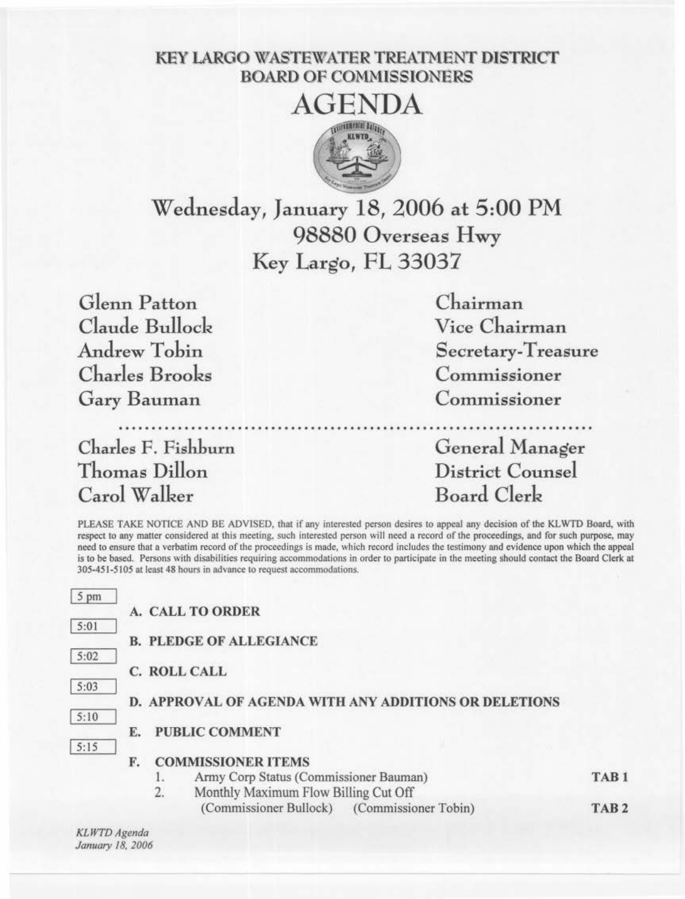# KEY LARGO WASTEWATER TREATMENT DISTRICT
## BOARD OF COMMISSIONERS

# AGENDA

## Wednesday, January 18, 2006 at 5:00 PM
## 98880 Overseas Hwy
## Key Largo, FL 33037

| | |
|---|---|
| Glenn Patton | Chairman |
| Claude Bullock | Vice Chairman |
| Andrew Tobin | Secretary-Treasure |
| Charles Brooks | Commissioner |
| Gary Bauman | Commissioner |

| | |
|---|---|
| Charles F. Fishburn | General Manager |
| Thomas Dillon | District Counsel |
| Carol Walker | Board Clerk |

PLEASE TAKE NOTICE AND BE ADVISED, that if any interested person desires to appeal any decision of the KLWTD Board, with respect to any matter considered at this meeting, such interested person will need a record of the proceedings, and for such purpose, may need to ensure that a verbatim record of the proceedings is made, which record includes the testimony and evidence upon which the appeal is to be based. Persons with disabilities requiring accommodations in order to participate in the meeting should contact the Board Clerk at 305-451-5105 at least 48 hours in advance to request accommodations.

5 pm

**A. CALL TO ORDER**

5:01

**B. PLEDGE OF ALLEGIANCE**

5:02

**C. ROLL CALL**

5:03

**D. APPROVAL OF AGENDA WITH ANY ADDITIONS OR DELETIONS**

5:10

**E. PUBLIC COMMENT**

5:15

**F. COMMISSIONER ITEMS**

1. Army Corp Status (Commissioner Bauman) — **TAB 1**
2. Monthly Maximum Flow Billing Cut Off (Commissioner Bullock) (Commissioner Tobin) — **TAB 2**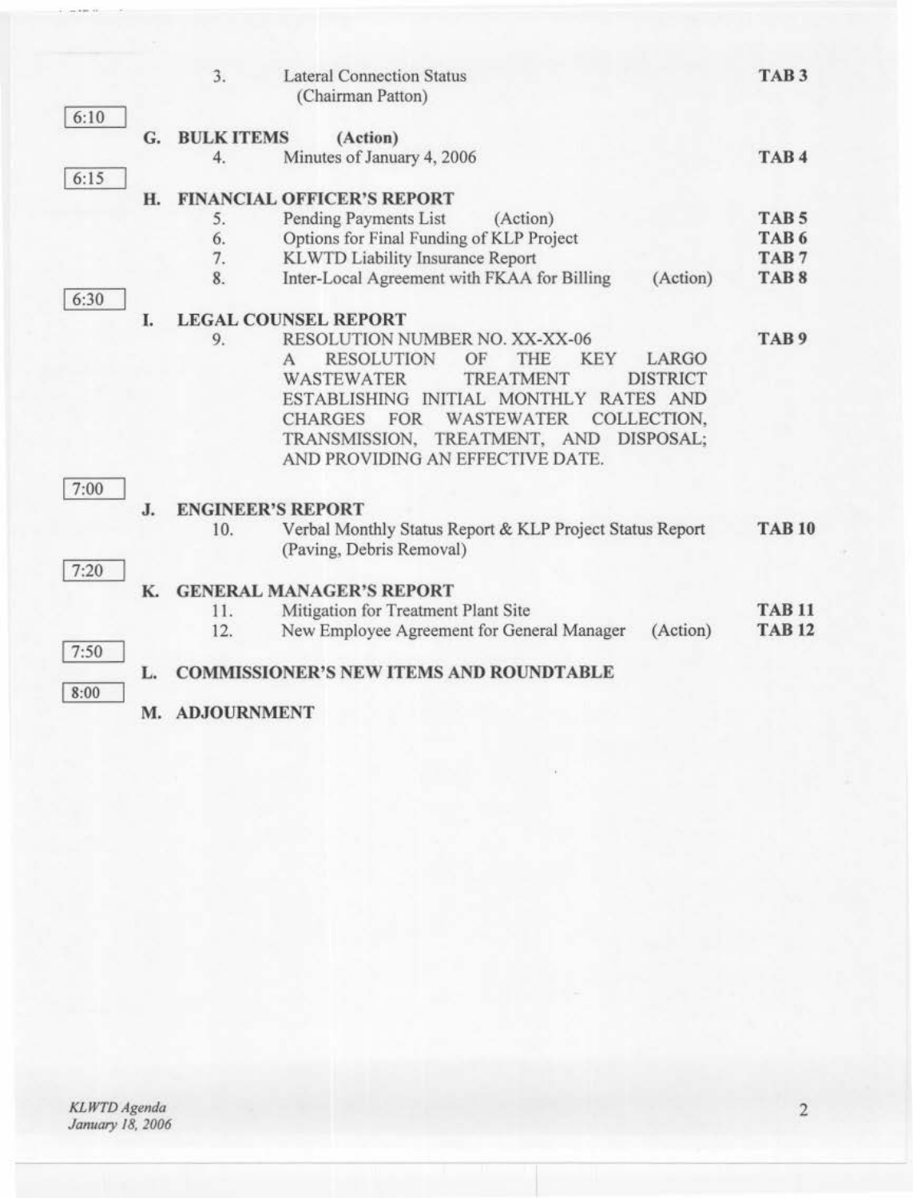3. Lateral Connection Status (Chairman Patton) — **TAB 3**

6:10

**G. BULK ITEMS (Action)**

4. Minutes of January 4, 2006 — **TAB 4**

6:15

**H. FINANCIAL OFFICER'S REPORT**

5. Pending Payments List (Action) — **TAB 5**
6. Options for Final Funding of KLP Project — **TAB 6**
7. KLWTD Liability Insurance Report — **TAB 7**
8. Inter-Local Agreement with FKAA for Billing (Action) — **TAB 8**

6:30

**I. LEGAL COUNSEL REPORT**

9. RESOLUTION NUMBER NO. XX-XX-06 — **TAB 9**
   A RESOLUTION OF THE KEY LARGO WASTEWATER TREATMENT DISTRICT ESTABLISHING INITIAL MONTHLY RATES AND CHARGES FOR WASTEWATER COLLECTION, TRANSMISSION, TREATMENT, AND DISPOSAL; AND PROVIDING AN EFFECTIVE DATE.

7:00

**J. ENGINEER'S REPORT**

10. Verbal Monthly Status Report & KLP Project Status Report (Paving, Debris Removal) — **TAB 10**

7:20

**K. GENERAL MANAGER'S REPORT**

11. Mitigation for Treatment Plant Site — **TAB 11**
12. New Employee Agreement for General Manager (Action) — **TAB 12**

7:50

**L. COMMISSIONER'S NEW ITEMS AND ROUNDTABLE**

8:00

**M. ADJOURNMENT**